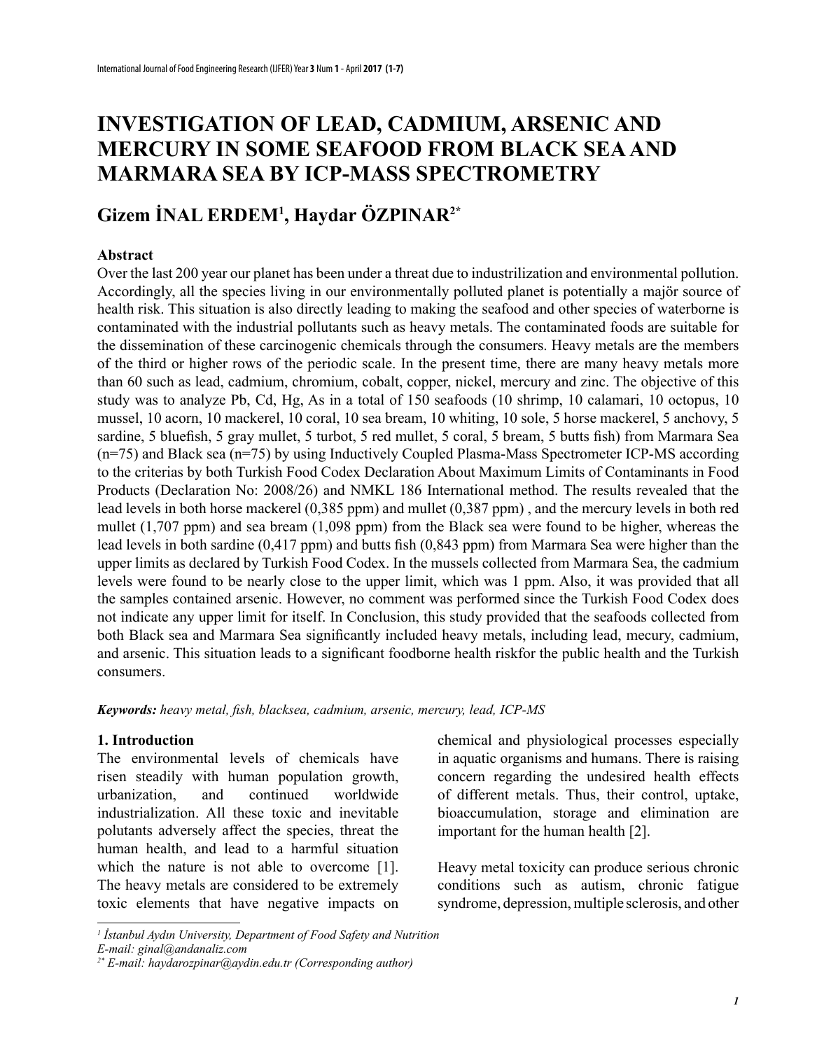# INVESTIGATION OF LEAD, CADMIUM, ARSENIC AND MERCURY IN SOME SEAFOOD FROM BLACK SEA AND MARMARA SEA BY ICP-MASS SPECTROMETRY

## Gizem İNAL ERDEM[1], Haydar ÖZPINAR[2*]

### Abstract

Over the last 200 year our planet has been under a threat due to industrilization and environmental pollution. Accordingly, all the species living in our environmentally polluted planet is potentially a majör source of health risk. This situation is also directly leading to making the seafood and other species of waterborne is contaminated with the industrial pollutants such as heavy metals. The contaminated foods are suitable for the dissemination of these carcinogenic chemicals through the consumers. Heavy metals are the members of the third or higher rows of the periodic scale. In the present time, there are many heavy metals more than 60 such as lead, cadmium, chromium, cobalt, copper, nickel, mercury and zinc. The objective of this study was to analyze Pb, Cd, Hg, As in a total of 150 seafoods (10 shrimp, 10 calamari, 10 octopus, 10 mussel, 10 acorn, 10 mackerel, 10 coral, 10 sea bream, 10 whiting, 10 sole, 5 horse mackerel, 5 anchovy, 5 sardine, 5 bluefish, 5 gray mullet, 5 turbot, 5 red mullet, 5 coral, 5 bream, 5 butts fish) from Marmara Sea (n=75) and Black sea (n=75) by using Inductively Coupled Plasma-Mass Spectrometer ICP-MS according to the criterias by both Turkish Food Codex Declaration About Maximum Limits of Contaminants in Food Products (Declaration No: 2008/26) and NMKL 186 International method. The results revealed that the lead levels in both horse mackerel (0,385 ppm) and mullet (0,387 ppm) , and the mercury levels in both red mullet (1,707 ppm) and sea bream (1,098 ppm) from the Black sea were found to be higher, whereas the lead levels in both sardine (0,417 ppm) and butts fish (0,843 ppm) from Marmara Sea were higher than the upper limits as declared by Turkish Food Codex. In the mussels collected from Marmara Sea, the cadmium levels were found to be nearly close to the upper limit, which was 1 ppm. Also, it was provided that all the samples contained arsenic. However, no comment was performed since the Turkish Food Codex does not indicate any upper limit for itself. In Conclusion, this study provided that the seafoods collected from both Black sea and Marmara Sea significantly included heavy metals, including lead, mecury, cadmium, and arsenic. This situation leads to a significant foodborne health riskfor the public health and the Turkish consumers.

***Keywords:*** *heavy metal, fish, blacksea, cadmium, arsenic, mercury, lead, ICP-MS*

### 1. Introduction

The environmental levels of chemicals have risen steadily with human population growth, urbanization, and continued worldwide industrialization. All these toxic and inevitable polutants adversely affect the species, threat the human health, and lead to a harmful situation which the nature is not able to overcome [1]. The heavy metals are considered to be extremely toxic elements that have negative impacts on chemical and physiological processes especially in aquatic organisms and humans. There is raising concern regarding the undesired health effects of different metals. Thus, their control, uptake, bioaccumulation, storage and elimination are important for the human health [2].

Heavy metal toxicity can produce serious chronic conditions such as autism, chronic fatigue syndrome, depression, multiple sclerosis, and other

---

[1] *İstanbul Aydın University, Department of Food Safety and Nutrition*
*E-mail: ginal@andanaliz.com*
[2*] *E-mail: haydarozpinar@aydin.edu.tr (Corresponding author)*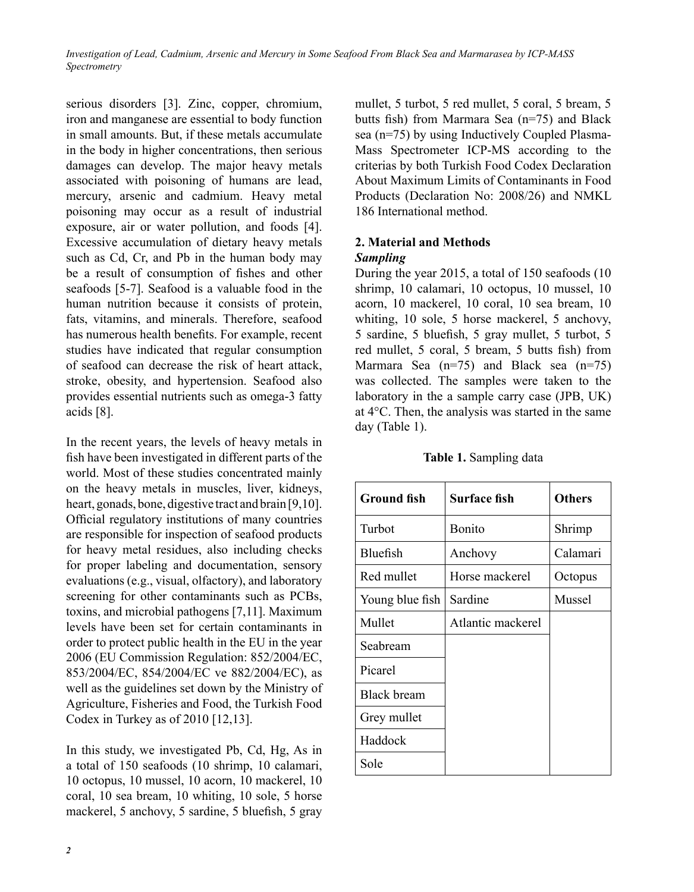serious disorders [3]. Zinc, copper, chromium, iron and manganese are essential to body function in small amounts. But, if these metals accumulate in the body in higher concentrations, then serious damages can develop. The major heavy metals associated with poisoning of humans are lead, mercury, arsenic and cadmium. Heavy metal poisoning may occur as a result of industrial exposure, air or water pollution, and foods [4]. Excessive accumulation of dietary heavy metals such as Cd, Cr, and Pb in the human body may be a result of consumption of fishes and other seafoods [5-7]. Seafood is a valuable food in the human nutrition because it consists of protein, fats, vitamins, and minerals. Therefore, seafood has numerous health benefits. For example, recent studies have indicated that regular consumption of seafood can decrease the risk of heart attack, stroke, obesity, and hypertension. Seafood also provides essential nutrients such as omega-3 fatty acids [8].

In the recent years, the levels of heavy metals in fish have been investigated in different parts of the world. Most of these studies concentrated mainly on the heavy metals in muscles, liver, kidneys, heart, gonads, bone, digestive tract and brain [9,10]. Official regulatory institutions of many countries are responsible for inspection of seafood products for heavy metal residues, also including checks for proper labeling and documentation, sensory evaluations (e.g., visual, olfactory), and laboratory screening for other contaminants such as PCBs, toxins, and microbial pathogens [7,11]. Maximum levels have been set for certain contaminants in order to protect public health in the EU in the year 2006 (EU Commission Regulation: 852/2004/EC, 853/2004/EC, 854/2004/EC ve 882/2004/EC), as well as the guidelines set down by the Ministry of Agriculture, Fisheries and Food, the Turkish Food Codex in Turkey as of 2010 [12,13].

In this study, we investigated Pb, Cd, Hg, As in a total of 150 seafoods (10 shrimp, 10 calamari, 10 octopus, 10 mussel, 10 acorn, 10 mackerel, 10 coral, 10 sea bream, 10 whiting, 10 sole, 5 horse mackerel, 5 anchovy, 5 sardine, 5 bluefish, 5 gray mullet, 5 turbot, 5 red mullet, 5 coral, 5 bream, 5 butts fish) from Marmara Sea (n=75) and Black sea (n=75) by using Inductively Coupled Plasma-Mass Spectrometer ICP-MS according to the criterias by both Turkish Food Codex Declaration About Maximum Limits of Contaminants in Food Products (Declaration No: 2008/26) and NMKL 186 International method.

## 2. Material and Methods

### *Sampling*

During the year 2015, a total of 150 seafoods (10 shrimp, 10 calamari, 10 octopus, 10 mussel, 10 acorn, 10 mackerel, 10 coral, 10 sea bream, 10 whiting, 10 sole, 5 horse mackerel, 5 anchovy, 5 sardine, 5 bluefish, 5 gray mullet, 5 turbot, 5 red mullet, 5 coral, 5 bream, 5 butts fish) from Marmara Sea (n=75) and Black sea (n=75) was collected. The samples were taken to the laboratory in the a sample carry case (JPB, UK) at 4°C. Then, the analysis was started in the same day (Table 1).

**Table 1.** Sampling data

| Ground fish | Surface fish | Others |
|---|---|---|
| Turbot | Bonito | Shrimp |
| Bluefish | Anchovy | Calamari |
| Red mullet | Horse mackerel | Octopus |
| Young blue fish | Sardine | Mussel |
| Mullet | Atlantic mackerel | |
| Seabream | | |
| Picarel | | |
| Black bream | | |
| Grey mullet | | |
| Haddock | | |
| Sole | | |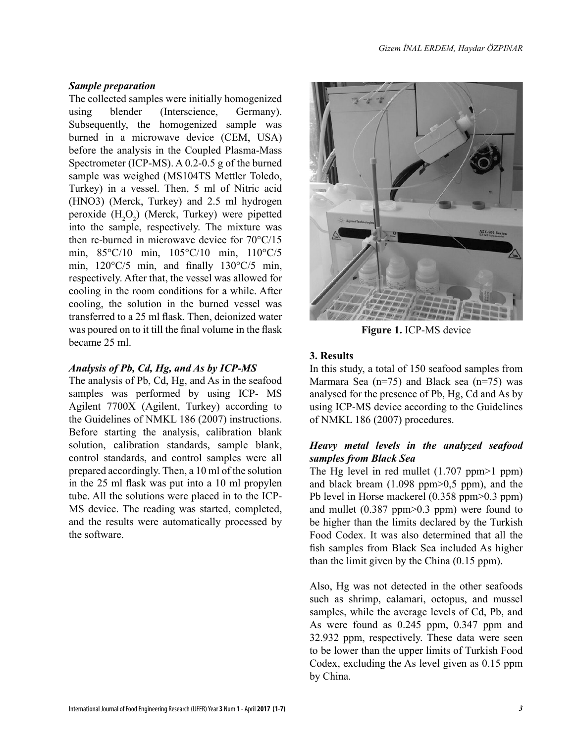***Sample preparation***

The collected samples were initially homogenized using blender (Interscience, Germany). Subsequently, the homogenized sample was burned in a microwave device (CEM, USA) before the analysis in the Coupled Plasma-Mass Spectrometer (ICP-MS). A 0.2-0.5 g of the burned sample was weighed (MS104TS Mettler Toledo, Turkey) in a vessel. Then, 5 ml of Nitric acid (HNO3) (Merck, Turkey) and 2.5 ml hydrogen peroxide ($H_2O_2$) (Merck, Turkey) were pipetted into the sample, respectively. The mixture was then re-burned in microwave device for 70°C/15 min, 85°C/10 min, 105°C/10 min, 110°C/5 min, 120°C/5 min, and finally 130°C/5 min, respectively. After that, the vessel was allowed for cooling in the room conditions for a while. After cooling, the solution in the burned vessel was transferred to a 25 ml flask. Then, deionized water was poured on to it till the final volume in the flask became 25 ml.

***Analysis of Pb, Cd, Hg, and As by ICP-MS***

The analysis of Pb, Cd, Hg, and As in the seafood samples was performed by using ICP- MS Agilent 7700X (Agilent, Turkey) according to the Guidelines of NMKL 186 (2007) instructions. Before starting the analysis, calibration blank solution, calibration standards, sample blank, control standards, and control samples were all prepared accordingly. Then, a 10 ml of the solution in the 25 ml flask was put into a 10 ml propylen tube. All the solutions were placed in to the ICP-MS device. The reading was started, completed, and the results were automatically processed by the software.

**Figure 1.** ICP-MS device

## 3. Results

In this study, a total of 150 seafood samples from Marmara Sea (n=75) and Black sea (n=75) was analysed for the presence of Pb, Hg, Cd and As by using ICP-MS device according to the Guidelines of NMKL 186 (2007) procedures.

***Heavy metal levels in the analyzed seafood samples from Black Sea***

The Hg level in red mullet (1.707 ppm>1 ppm) and black bream (1.098 ppm>0,5 ppm), and the Pb level in Horse mackerel (0.358 ppm>0.3 ppm) and mullet (0.387 ppm>0.3 ppm) were found to be higher than the limits declared by the Turkish Food Codex. It was also determined that all the fish samples from Black Sea included As higher than the limit given by the China (0.15 ppm).

Also, Hg was not detected in the other seafoods such as shrimp, calamari, octopus, and mussel samples, while the average levels of Cd, Pb, and As were found as 0.245 ppm, 0.347 ppm and 32.932 ppm, respectively. These data were seen to be lower than the upper limits of Turkish Food Codex, excluding the As level given as 0.15 ppm by China.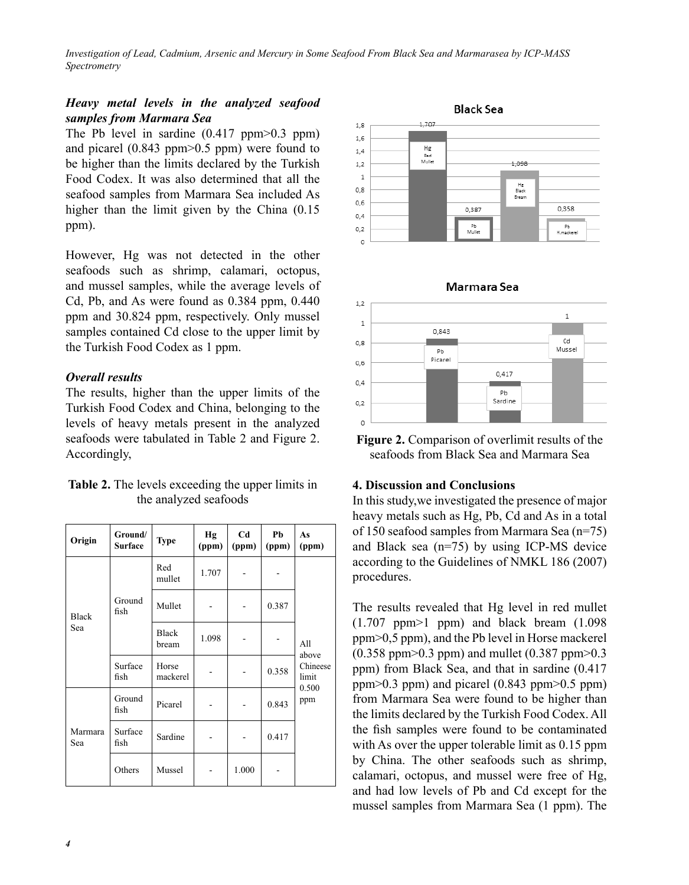### *Heavy metal levels in the analyzed seafood samples from Marmara Sea*

The Pb level in sardine (0.417 ppm>0.3 ppm) and picarel (0.843 ppm>0.5 ppm) were found to be higher than the limits declared by the Turkish Food Codex. It was also determined that all the seafood samples from Marmara Sea included As higher than the limit given by the China (0.15 ppm).

However, Hg was not detected in the other seafoods such as shrimp, calamari, octopus, and mussel samples, while the average levels of Cd, Pb, and As were found as 0.384 ppm, 0.440 ppm and 30.824 ppm, respectively. Only mussel samples contained Cd close to the upper limit by the Turkish Food Codex as 1 ppm.

### *Overall results*

The results, higher than the upper limits of the Turkish Food Codex and China, belonging to the levels of heavy metals present in the analyzed seafoods were tabulated in Table 2 and Figure 2. Accordingly,

**Table 2.** The levels exceeding the upper limits in the analyzed seafoods

| Origin | Ground/ Surface | Type | Hg (ppm) | Cd (ppm) | Pb (ppm) | As (ppm) |
|---|---|---|---|---|---|---|
| Black Sea | Ground fish | Red mullet | 1.707 | - | - | All above Chineese limit 0.500 ppm |
| | | Mullet | - | - | 0.387 | |
| | | Black bream | 1.098 | - | - | |
| | Surface fish | Horse mackerel | - | - | 0.358 | |
| Marmara Sea | Ground fish | Picarel | - | - | 0.843 | |
| | Surface fish | Sardine | - | - | 0.417 | |
| | Others | Mussel | - | 1.000 | - | |

Black Sea

1,8
1,6
1,4
1,2
1
0,8
0,6
0,4
0,2
0

1,707
Hg
Red
Mullet

0,387
Pb
Mullet

1,098
Hg
Black
Bream

0,358
Pb
H.mackerel

Marmara Sea

1,2
1
0,8
0,6
0,4
0,2
0

0,843
Pb
Picarel

0,417
Pb
Sardine

1
Cd
Mussel

**Figure 2.** Comparison of overlimit results of the seafoods from Black Sea and Marmara Sea

## 4. Discussion and Conclusions

In this study,we investigated the presence of major heavy metals such as Hg, Pb, Cd and As in a total of 150 seafood samples from Marmara Sea (n=75) and Black sea (n=75) by using ICP-MS device according to the Guidelines of NMKL 186 (2007) procedures.

The results revealed that Hg level in red mullet (1.707 ppm>1 ppm) and black bream (1.098 ppm>0,5 ppm), and the Pb level in Horse mackerel (0.358 ppm>0.3 ppm) and mullet (0.387 ppm>0.3 ppm) from Black Sea, and that in sardine (0.417 ppm>0.3 ppm) and picarel (0.843 ppm>0.5 ppm) from Marmara Sea were found to be higher than the limits declared by the Turkish Food Codex. All the fish samples were found to be contaminated with As over the upper tolerable limit as 0.15 ppm by China. The other seafoods such as shrimp, calamari, octopus, and mussel were free of Hg, and had low levels of Pb and Cd except for the mussel samples from Marmara Sea (1 ppm). The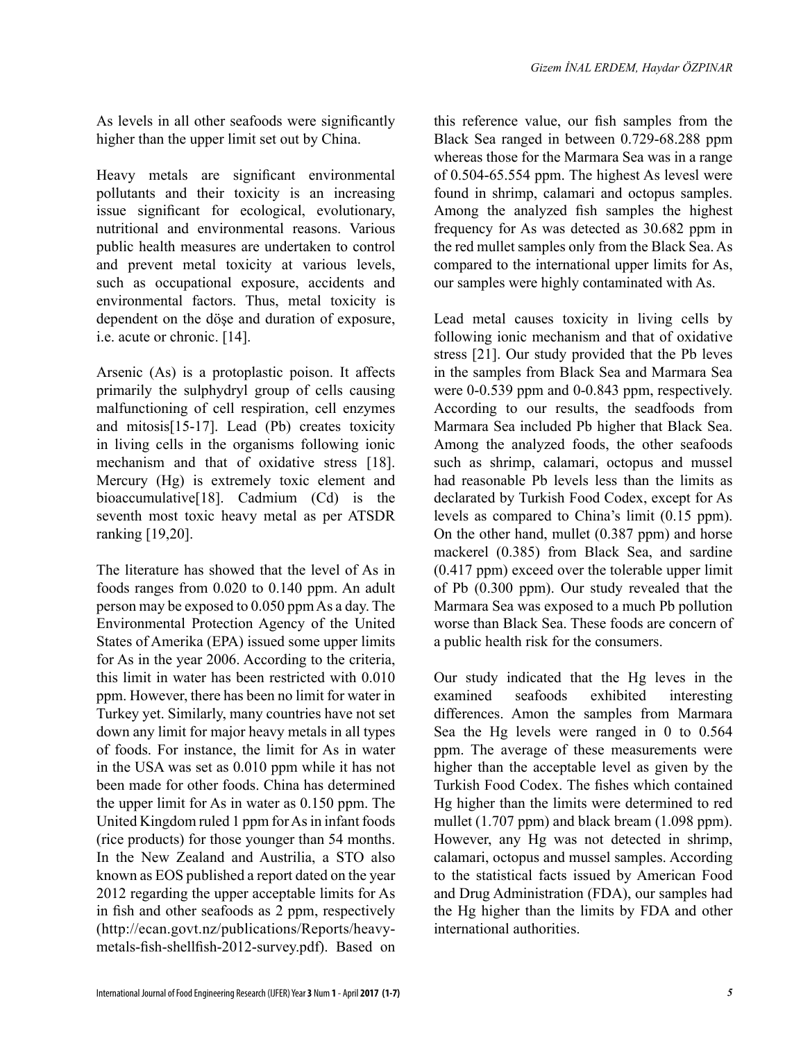As levels in all other seafoods were significantly higher than the upper limit set out by China.

Heavy metals are significant environmental pollutants and their toxicity is an increasing issue significant for ecological, evolutionary, nutritional and environmental reasons. Various public health measures are undertaken to control and prevent metal toxicity at various levels, such as occupational exposure, accidents and environmental factors. Thus, metal toxicity is dependent on the döşe and duration of exposure, i.e. acute or chronic. [14].

Arsenic (As) is a protoplastic poison. It affects primarily the sulphydryl group of cells causing malfunctioning of cell respiration, cell enzymes and mitosis[15-17]. Lead (Pb) creates toxicity in living cells in the organisms following ionic mechanism and that of oxidative stress [18]. Mercury (Hg) is extremely toxic element and bioaccumulative[18]. Cadmium (Cd) is the seventh most toxic heavy metal as per ATSDR ranking [19,20].

The literature has showed that the level of As in foods ranges from 0.020 to 0.140 ppm. An adult person may be exposed to 0.050 ppm As a day. The Environmental Protection Agency of the United States of Amerika (EPA) issued some upper limits for As in the year 2006. According to the criteria, this limit in water has been restricted with 0.010 ppm. However, there has been no limit for water in Turkey yet. Similarly, many countries have not set down any limit for major heavy metals in all types of foods. For instance, the limit for As in water in the USA was set as 0.010 ppm while it has not been made for other foods. China has determined the upper limit for As in water as 0.150 ppm. The United Kingdom ruled 1 ppm for As in infant foods (rice products) for those younger than 54 months. In the New Zealand and Austrilia, a STO also known as EOS published a report dated on the year 2012 regarding the upper acceptable limits for As in fish and other seafoods as 2 ppm, respectively (http://ecan.govt.nz/publications/Reports/heavy-metals-fish-shellfish-2012-survey.pdf). Based on this reference value, our fish samples from the Black Sea ranged in between 0.729-68.288 ppm whereas those for the Marmara Sea was in a range of 0.504-65.554 ppm. The highest As levesl were found in shrimp, calamari and octopus samples. Among the analyzed fish samples the highest frequency for As was detected as 30.682 ppm in the red mullet samples only from the Black Sea. As compared to the international upper limits for As, our samples were highly contaminated with As.

Lead metal causes toxicity in living cells by following ionic mechanism and that of oxidative stress [21]. Our study provided that the Pb leves in the samples from Black Sea and Marmara Sea were 0-0.539 ppm and 0-0.843 ppm, respectively. According to our results, the seadfoods from Marmara Sea included Pb higher that Black Sea. Among the analyzed foods, the other seafoods such as shrimp, calamari, octopus and mussel had reasonable Pb levels less than the limits as declarated by Turkish Food Codex, except for As levels as compared to China's limit (0.15 ppm). On the other hand, mullet (0.387 ppm) and horse mackerel (0.385) from Black Sea, and sardine (0.417 ppm) exceed over the tolerable upper limit of Pb (0.300 ppm). Our study revealed that the Marmara Sea was exposed to a much Pb pollution worse than Black Sea. These foods are concern of a public health risk for the consumers.

Our study indicated that the Hg leves in the examined seafoods exhibited interesting differences. Amon the samples from Marmara Sea the Hg levels were ranged in 0 to 0.564 ppm. The average of these measurements were higher than the acceptable level as given by the Turkish Food Codex. The fishes which contained Hg higher than the limits were determined to red mullet (1.707 ppm) and black bream (1.098 ppm). However, any Hg was not detected in shrimp, calamari, octopus and mussel samples. According to the statistical facts issued by American Food and Drug Administration (FDA), our samples had the Hg higher than the limits by FDA and other international authorities.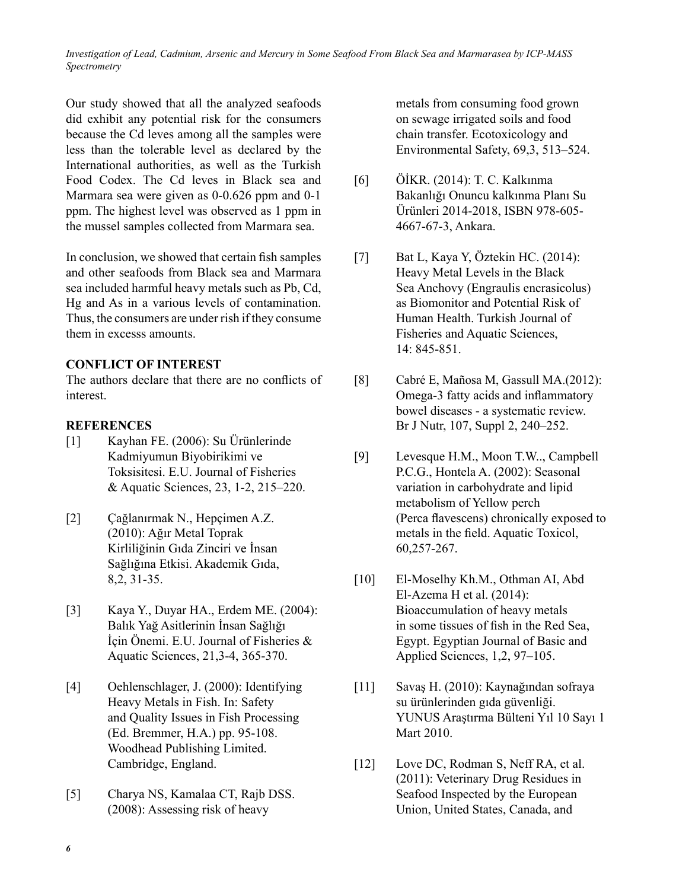Our study showed that all the analyzed seafoods did exhibit any potential risk for the consumers because the Cd leves among all the samples were less than the tolerable level as declared by the International authorities, as well as the Turkish Food Codex. The Cd leves in Black sea and Marmara sea were given as 0-0.626 ppm and 0-1 ppm. The highest level was observed as 1 ppm in the mussel samples collected from Marmara sea.

In conclusion, we showed that certain fish samples and other seafoods from Black sea and Marmara sea included harmful heavy metals such as Pb, Cd, Hg and As in a various levels of contamination. Thus, the consumers are under rish if they consume them in excesss amounts.

## CONFLICT OF INTEREST

The authors declare that there are no conflicts of interest.

## REFERENCES

[1] Kayhan FE. (2006): Su Ürünlerinde Kadmiyumun Biyobirikimi ve Toksisitesi. E.U. Journal of Fisheries & Aquatic Sciences, 23, 1-2, 215–220.

[2] Çağlanırmak N., Hepçimen A.Z. (2010): Ağır Metal Toprak Kirliliğinin Gıda Zinciri ve İnsan Sağlığına Etkisi. Akademik Gıda, 8,2, 31-35.

[3] Kaya Y., Duyar HA., Erdem ME. (2004): Balık Yağ Asitlerinin İnsan Sağlığı İçin Önemi. E.U. Journal of Fisheries & Aquatic Sciences, 21,3-4, 365-370.

[4] Oehlenschlager, J. (2000): Identifying Heavy Metals in Fish. In: Safety and Quality Issues in Fish Processing (Ed. Bremmer, H.A.) pp. 95-108. Woodhead Publishing Limited. Cambridge, England.

[5] Charya NS, Kamalaa CT, Rajb DSS. (2008): Assessing risk of heavy metals from consuming food grown on sewage irrigated soils and food chain transfer. Ecotoxicology and Environmental Safety, 69,3, 513–524.

[6] ÖİKR. (2014): T. C. Kalkınma Bakanlığı Onuncu kalkınma Planı Su Ürünleri 2014-2018, ISBN 978-605-4667-67-3, Ankara.

[7] Bat L, Kaya Y, Öztekin HC. (2014): Heavy Metal Levels in the Black Sea Anchovy (Engraulis encrasicolus) as Biomonitor and Potential Risk of Human Health. Turkish Journal of Fisheries and Aquatic Sciences, 14: 845-851.

[8] Cabré E, Mañosa M, Gassull MA.(2012): Omega-3 fatty acids and inflammatory bowel diseases - a systematic review. Br J Nutr, 107, Suppl 2, 240–252.

[9] Levesque H.M., Moon T.W.., Campbell P.C.G., Hontela A. (2002): Seasonal variation in carbohydrate and lipid metabolism of Yellow perch (Perca flavescens) chronically exposed to metals in the field. Aquatic Toxicol, 60,257-267.

[10] El-Moselhy Kh.M., Othman AI, Abd El-Azema H et al. (2014): Bioaccumulation of heavy metals in some tissues of fish in the Red Sea, Egypt. Egyptian Journal of Basic and Applied Sciences, 1,2, 97–105.

[11] Savaş H. (2010): Kaynağından sofraya su ürünlerinden gıda güvenliği. YUNUS Araştırma Bülteni Yıl 10 Sayı 1 Mart 2010.

[12] Love DC, Rodman S, Neff RA, et al. (2011): Veterinary Drug Residues in Seafood Inspected by the European Union, United States, Canada, and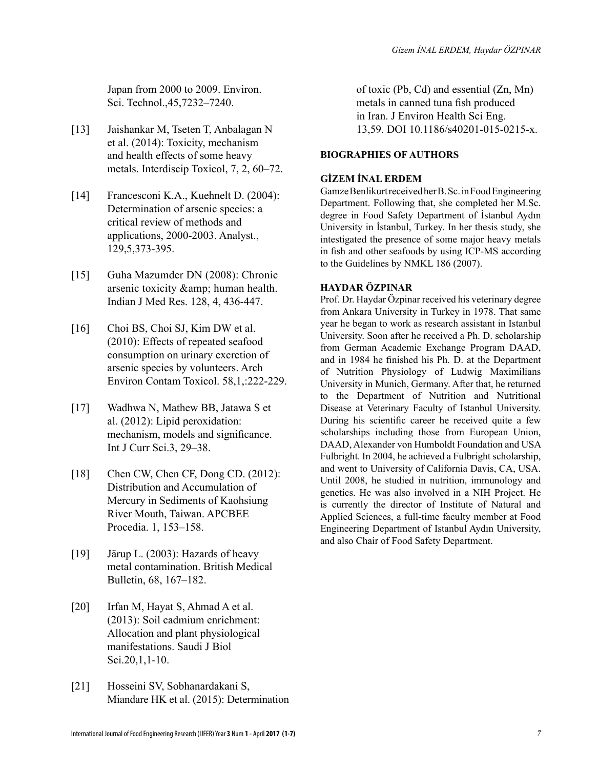Japan from 2000 to 2009. Environ. Sci. Technol.,45,7232–7240.

[13] Jaishankar M, Tseten T, Anbalagan N et al. (2014): Toxicity, mechanism and health effects of some heavy metals. Interdiscip Toxicol, 7, 2, 60–72.

[14] Francesconi K.A., Kuehnelt D. (2004): Determination of arsenic species: a critical review of methods and applications, 2000-2003. Analyst., 129,5,373-395.

[15] Guha Mazumder DN (2008): Chronic arsenic toxicity &amp; human health. Indian J Med Res. 128, 4, 436-447.

[16] Choi BS, Choi SJ, Kim DW et al. (2010): Effects of repeated seafood consumption on urinary excretion of arsenic species by volunteers. Arch Environ Contam Toxicol. 58,1,:222-229.

[17] Wadhwa N, Mathew BB, Jatawa S et al. (2012): Lipid peroxidation: mechanism, models and significance. Int J Curr Sci.3, 29–38.

[18] Chen CW, Chen CF, Dong CD. (2012): Distribution and Accumulation of Mercury in Sediments of Kaohsiung River Mouth, Taiwan. APCBEE Procedia. 1, 153–158.

[19] Järup L. (2003): Hazards of heavy metal contamination. British Medical Bulletin, 68, 167–182.

[20] Irfan M, Hayat S, Ahmad A et al. (2013): Soil cadmium enrichment: Allocation and plant physiological manifestations. Saudi J Biol Sci.20,1,1-10.

[21] Hosseini SV, Sobhanardakani S, Miandare HK et al. (2015): Determination of toxic (Pb, Cd) and essential (Zn, Mn) metals in canned tuna fish produced in Iran. J Environ Health Sci Eng. 13,59. DOI 10.1186/s40201-015-0215-x.

## BIOGRAPHIES OF AUTHORS

### GİZEM İNAL ERDEM

Gamze Benlikurt received her B. Sc. in Food Engineering Department. Following that, she completed her M.Sc. degree in Food Safety Department of İstanbul Aydın University in İstanbul, Turkey. In her thesis study, she intestigated the presence of some major heavy metals in fish and other seafoods by using ICP-MS according to the Guidelines by NMKL 186 (2007).

### HAYDAR ÖZPINAR

Prof. Dr. Haydar Özpinar received his veterinary degree from Ankara University in Turkey in 1978. That same year he began to work as research assistant in Istanbul University. Soon after he received a Ph. D. scholarship from German Academic Exchange Program DAAD, and in 1984 he finished his Ph. D. at the Department of Nutrition Physiology of Ludwig Maximilians University in Munich, Germany. After that, he returned to the Department of Nutrition and Nutritional Disease at Veterinary Faculty of Istanbul University. During his scientific career he received quite a few scholarships including those from European Union, DAAD, Alexander von Humboldt Foundation and USA Fulbright. In 2004, he achieved a Fulbright scholarship, and went to University of California Davis, CA, USA. Until 2008, he studied in nutrition, immunology and genetics. He was also involved in a NIH Project. He is currently the director of Institute of Natural and Applied Sciences, a full-time faculty member at Food Engineering Department of Istanbul Aydın University, and also Chair of Food Safety Department.